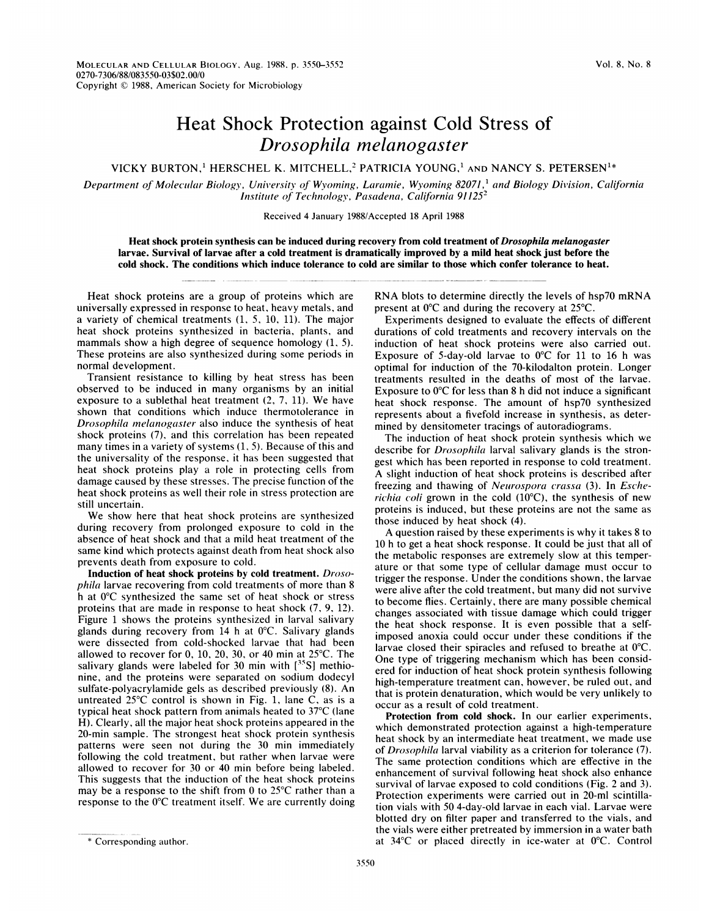# Heat Shock Protection against Cold Stress of *Drosophila melanogaster*

VICKY BURTON,[1] HERSCHEL K. MITCHELL,[2] PATRICIA YOUNG,[1] AND NANCY S. PETERSEN[1*]

*Department of Molecular Biology, University of Wyoming, Laramie, Wyoming 82071,[1] and Biology Division, California Institute of Technology, Pasadena, California 91125[2]*

Received 4 January 1988/Accepted 18 April 1988

**Heat shock protein synthesis can be induced during recovery from cold treatment of *Drosophila melanogaster* larvae. Survival of larvae after a cold treatment is dramatically improved by a mild heat shock just before the cold shock. The conditions which induce tolerance to cold are similar to those which confer tolerance to heat.**

Heat shock proteins are a group of proteins which are universally expressed in response to heat, heavy metals, and a variety of chemical treatments (1, 5, 10, 11). The major heat shock proteins synthesized in bacteria, plants, and mammals show a high degree of sequence homology (1, 5). These proteins are also synthesized during some periods in normal development.

Transient resistance to killing by heat stress has been observed to be induced in many organisms by an initial exposure to a sublethal heat treatment (2, 7, 11). We have shown that conditions which induce thermotolerance in *Drosophila melanogaster* also induce the synthesis of heat shock proteins (7), and this correlation has been repeated many times in a variety of systems (1, 5). Because of this and the universality of the response, it has been suggested that heat shock proteins play a role in protecting cells from damage caused by these stresses. The precise function of the heat shock proteins as well their role in stress protection are still uncertain.

We show here that heat shock proteins are synthesized during recovery from prolonged exposure to cold in the absence of heat shock and that a mild heat treatment of the same kind which protects against death from heat shock also prevents death from exposure to cold.

**Induction of heat shock proteins by cold treatment.** *Drosophila* larvae recovering from cold treatments of more than 8 h at 0°C synthesized the same set of heat shock or stress proteins that are made in response to heat shock (7, 9, 12). Figure 1 shows the proteins synthesized in larval salivary glands during recovery from 14 h at 0°C. Salivary glands were dissected from cold-shocked larvae that had been allowed to recover for 0, 10, 20, 30, or 40 min at 25°C. The salivary glands were labeled for 30 min with [$^{35}$S] methionine, and the proteins were separated on sodium dodecyl sulfate-polyacrylamide gels as described previously (8). An untreated 25°C control is shown in Fig. 1, lane C, as is a typical heat shock pattern from animals heated to 37°C (lane H). Clearly, all the major heat shock proteins appeared in the 20-min sample. The strongest heat shock protein synthesis patterns were seen not during the 30 min immediately following the cold treatment, but rather when larvae were allowed to recover for 30 or 40 min before being labeled. This suggests that the induction of the heat shock proteins may be a response to the shift from 0 to 25°C rather than a response to the 0°C treatment itself. We are currently doing RNA blots to determine directly the levels of hsp70 mRNA present at 0°C and during the recovery at 25°C.

Experiments designed to evaluate the effects of different durations of cold treatments and recovery intervals on the induction of heat shock proteins were also carried out. Exposure of 5-day-old larvae to 0°C for 11 to 16 h was optimal for induction of the 70-kilodalton protein. Longer treatments resulted in the deaths of most of the larvae. Exposure to 0°C for less than 8 h did not induce a significant heat shock response. The amount of hsp70 synthesized represents about a fivefold increase in synthesis, as determined by densitometer tracings of autoradiograms.

The induction of heat shock protein synthesis which we describe for *Drosophila* larval salivary glands is the strongest which has been reported in response to cold treatment. A slight induction of heat shock proteins is described after freezing and thawing of *Neurospora crassa* (3). In *Escherichia coli* grown in the cold (10°C), the synthesis of new proteins is induced, but these proteins are not the same as those induced by heat shock (4).

A question raised by these experiments is why it takes 8 to 10 h to get a heat shock response. It could be just that all of the metabolic responses are extremely slow at this temperature or that some type of cellular damage must occur to trigger the response. Under the conditions shown, the larvae were alive after the cold treatment, but many did not survive to become flies. Certainly, there are many possible chemical changes associated with tissue damage which could trigger the heat shock response. It is even possible that a self-imposed anoxia could occur under these conditions if the larvae closed their spiracles and refused to breathe at 0°C. One type of triggering mechanism which has been considered for induction of heat shock protein synthesis following high-temperature treatment can, however, be ruled out, and that is protein denaturation, which would be very unlikely to occur as a result of cold treatment.

**Protection from cold shock.** In our earlier experiments, which demonstrated protection against a high-temperature heat shock by an intermediate heat treatment, we made use of *Drosophila* larval viability as a criterion for tolerance (7). The same protection conditions which are effective in the enhancement of survival following heat shock also enhance survival of larvae exposed to cold conditions (Fig. 2 and 3). Protection experiments were carried out in 20-ml scintillation vials with 50 4-day-old larvae in each vial. Larvae were blotted dry on filter paper and transferred to the vials, and the vials were either pretreated by immersion in a water bath at 34°C or placed directly in ice-water at 0°C. Control

\* Corresponding author.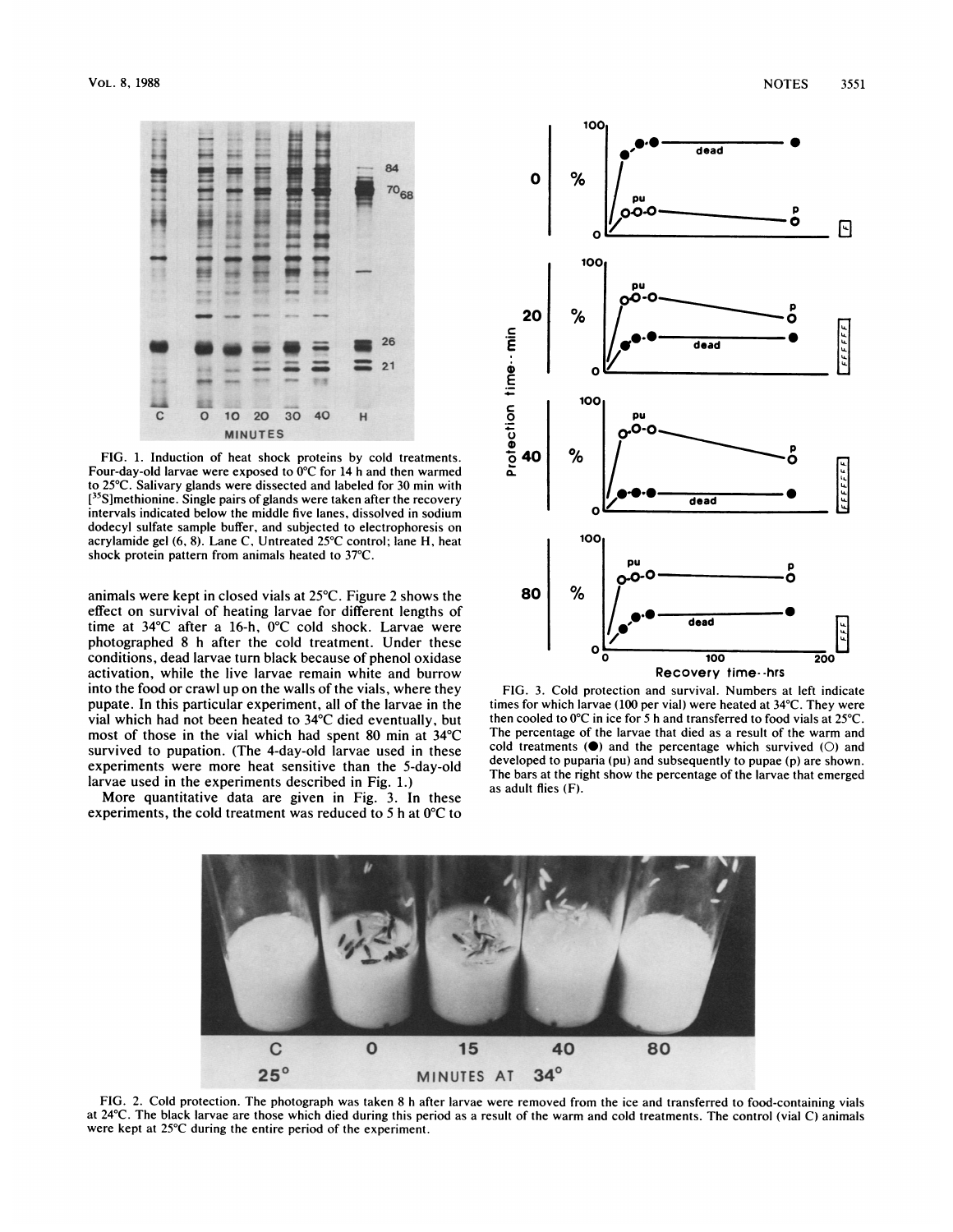FIG. 1. Induction of heat shock proteins by cold treatments. Four-day-old larvae were exposed to 0°C for 14 h and then warmed to 25°C. Salivary glands were dissected and labeled for 30 min with [$^{35}$S]methionine. Single pairs of glands were taken after the recovery intervals indicated below the middle five lanes, dissolved in sodium dodecyl sulfate sample buffer, and subjected to electrophoresis on acrylamide gel (6, 8). Lane C, Untreated 25°C control; lane H, heat shock protein pattern from animals heated to 37°C.

animals were kept in closed vials at 25°C. Figure 2 shows the effect on survival of heating larvae for different lengths of time at 34°C after a 16-h, 0°C cold shock. Larvae were photographed 8 h after the cold treatment. Under these conditions, dead larvae turn black because of phenol oxidase activation, while the live larvae remain white and burrow into the food or crawl up on the walls of the vials, where they pupate. In this particular experiment, all of the larvae in the vial which had not been heated to 34°C died eventually, but most of those in the vial which had spent 80 min at 34°C survived to pupation. (The 4-day-old larvae used in these experiments were more heat sensitive than the 5-day-old larvae used in the experiments described in Fig. 1.)

More quantitative data are given in Fig. 3. In these experiments, the cold treatment was reduced to 5 h at 0°C to

FIG. 3. Cold protection and survival. Numbers at left indicate times for which larvae (100 per vial) were heated at 34°C. They were then cooled to 0°C in ice for 5 h and transferred to food vials at 25°C. The percentage of the larvae that died as a result of the warm and cold treatments (●) and the percentage which survived (○) and developed to puparia (pu) and subsequently to pupae (p) are shown. The bars at the right show the percentage of the larvae that emerged as adult flies (F).

FIG. 2. Cold protection. The photograph was taken 8 h after larvae were removed from the ice and transferred to food-containing vials at 24°C. The black larvae are those which died during this period as a result of the warm and cold treatments. The control (vial C) animals were kept at 25°C during the entire period of the experiment.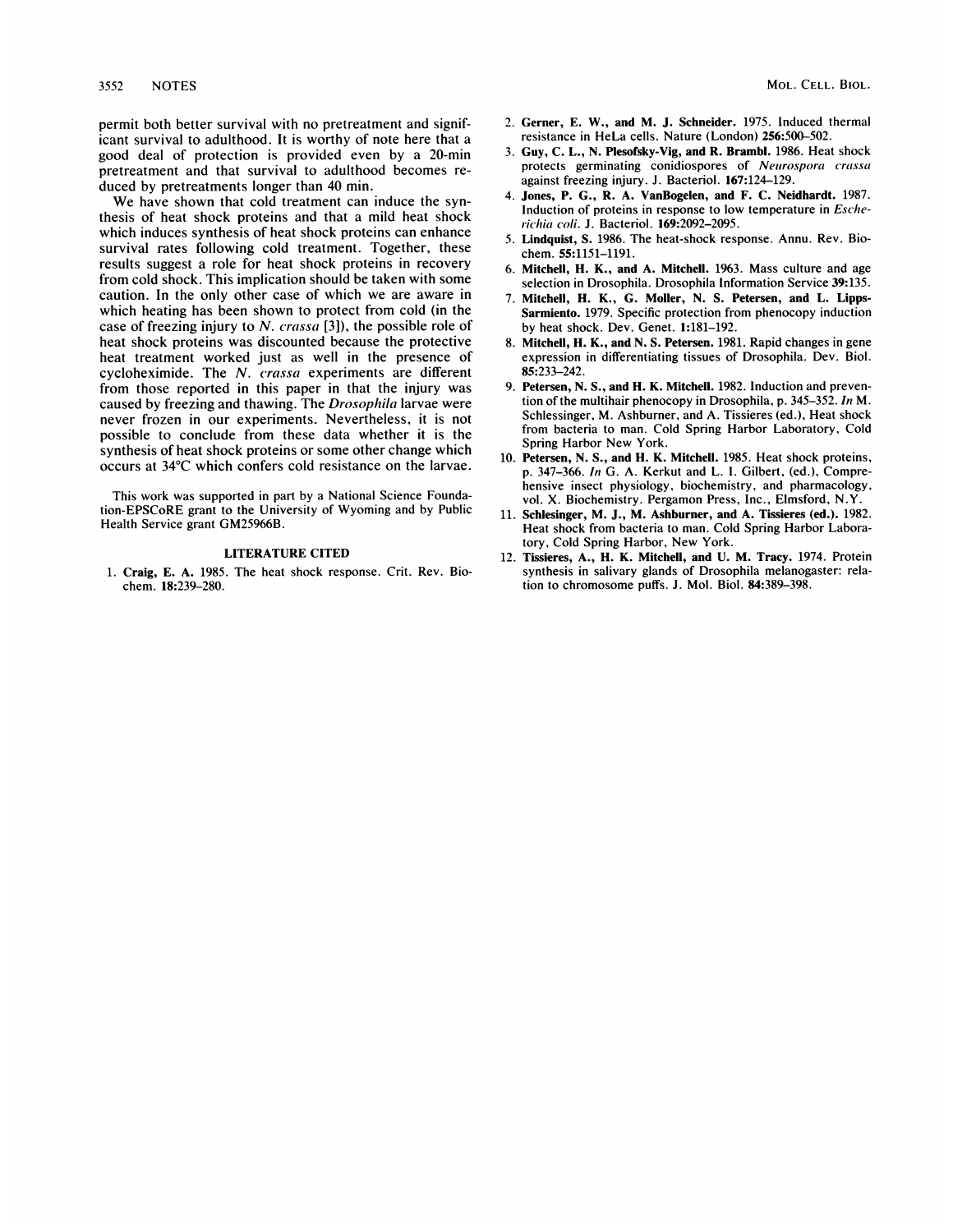permit both better survival with no pretreatment and significant survival to adulthood. It is worthy of note here that a good deal of protection is provided even by a 20-min pretreatment and that survival to adulthood becomes reduced by pretreatments longer than 40 min.

We have shown that cold treatment can induce the synthesis of heat shock proteins and that a mild heat shock which induces synthesis of heat shock proteins can enhance survival rates following cold treatment. Together, these results suggest a role for heat shock proteins in recovery from cold shock. This implication should be taken with some caution. In the only other case of which we are aware in which heating has been shown to protect from cold (in the case of freezing injury to *N. crassa* [3]), the possible role of heat shock proteins was discounted because the protective heat treatment worked just as well in the presence of cycloheximide. The *N. crassa* experiments are different from those reported in this paper in that the injury was caused by freezing and thawing. The *Drosophila* larvae were never frozen in our experiments. Nevertheless, it is not possible to conclude from these data whether it is the synthesis of heat shock proteins or some other change which occurs at 34°C which confers cold resistance on the larvae.

This work was supported in part by a National Science Foundation-EPSCoRE grant to the University of Wyoming and by Public Health Service grant GM25966B.

## LITERATURE CITED

1. **Craig, E. A.** 1985. The heat shock response. Crit. Rev. Biochem. **18**:239–280.
2. **Gerner, E. W., and M. J. Schneider.** 1975. Induced thermal resistance in HeLa cells. Nature (London) **256**:500–502.
3. **Guy, C. L., N. Plesofsky-Vig, and R. Brambl.** 1986. Heat shock protects germinating conidiospores of *Neurospora crassa* against freezing injury. J. Bacteriol. **167**:124–129.
4. **Jones, P. G., R. A. VanBogelen, and F. C. Neidhardt.** 1987. Induction of proteins in response to low temperature in *Escherichia coli*. J. Bacteriol. **169**:2092–2095.
5. **Lindquist, S.** 1986. The heat-shock response. Annu. Rev. Biochem. **55**:1151–1191.
6. **Mitchell, H. K., and A. Mitchell.** 1963. Mass culture and age selection in Drosophila. Drosophila Information Service **39**:135.
7. **Mitchell, H. K., G. Moller, N. S. Petersen, and L. Lipps-Sarmiento.** 1979. Specific protection from phenocopy induction by heat shock. Dev. Genet. **1**:181–192.
8. **Mitchell, H. K., and N. S. Petersen.** 1981. Rapid changes in gene expression in differentiating tissues of Drosophila. Dev. Biol. **85**:233–242.
9. **Petersen, N. S., and H. K. Mitchell.** 1982. Induction and prevention of the multihair phenocopy in Drosophila, p. 345–352. *In* M. Schlessinger, M. Ashburner, and A. Tissieres (ed.), Heat shock from bacteria to man. Cold Spring Harbor Laboratory, Cold Spring Harbor New York.
10. **Petersen, N. S., and H. K. Mitchell.** 1985. Heat shock proteins, p. 347–366. *In* G. A. Kerkut and L. I. Gilbert, (ed.), Comprehensive insect physiology, biochemistry, and pharmacology, vol. X. Biochemistry. Pergamon Press, Inc., Elmsford, N.Y.
11. **Schlesinger, M. J., M. Ashburner, and A. Tissieres (ed.).** 1982. Heat shock from bacteria to man. Cold Spring Harbor Laboratory, Cold Spring Harbor, New York.
12. **Tissieres, A., H. K. Mitchell, and U. M. Tracy.** 1974. Protein synthesis in salivary glands of Drosophila melanogaster: relation to chromosome puffs. J. Mol. Biol. **84**:389–398.